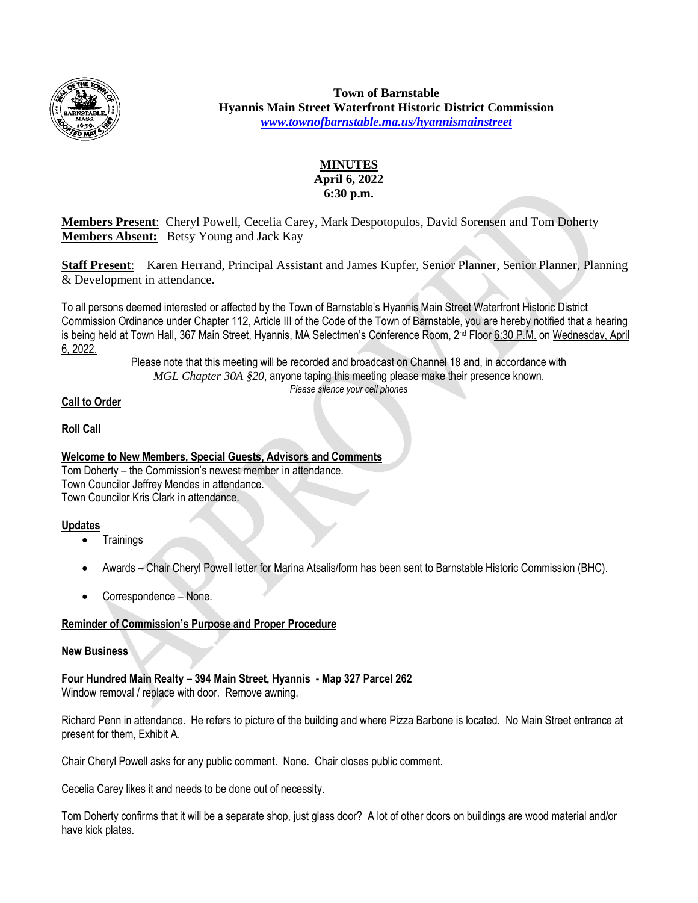**Town of Barnstable**
**Hyannis Main Street Waterfront Historic District Commission**
*www.townofbarnstable.ma.us/hyannismainstreet*

# MINUTES
**April 6, 2022**
**6:30 p.m.**

**Members Present**: Cheryl Powell, Cecelia Carey, Mark Despotopulos, David Sorensen and Tom Doherty
**Members Absent:** Betsy Young and Jack Kay

**Staff Present**: Karen Herrand, Principal Assistant and James Kupfer, Senior Planner, Senior Planner, Planning & Development in attendance.

To all persons deemed interested or affected by the Town of Barnstable's Hyannis Main Street Waterfront Historic District Commission Ordinance under Chapter 112, Article III of the Code of the Town of Barnstable, you are hereby notified that a hearing is being held at Town Hall, 367 Main Street, Hyannis, MA Selectmen's Conference Room, 2nd Floor 6:30 P.M. on Wednesday, April 6, 2022.

Please note that this meeting will be recorded and broadcast on Channel 18 and, in accordance with *MGL Chapter 30A §20*, anyone taping this meeting please make their presence known.
*Please silence your cell phones*

## Call to Order

## Roll Call

## Welcome to New Members, Special Guests, Advisors and Comments

Tom Doherty – the Commission's newest member in attendance.
Town Councilor Jeffrey Mendes in attendance.
Town Councilor Kris Clark in attendance.

## Updates

- Trainings
- Awards – Chair Cheryl Powell letter for Marina Atsalis/form has been sent to Barnstable Historic Commission (BHC).
- Correspondence – None.

## Reminder of Commission's Purpose and Proper Procedure

## New Business

**Four Hundred Main Realty – 394 Main Street, Hyannis - Map 327 Parcel 262**
Window removal / replace with door. Remove awning.

Richard Penn in attendance. He refers to picture of the building and where Pizza Barbone is located. No Main Street entrance at present for them, Exhibit A.

Chair Cheryl Powell asks for any public comment. None. Chair closes public comment.

Cecelia Carey likes it and needs to be done out of necessity.

Tom Doherty confirms that it will be a separate shop, just glass door? A lot of other doors on buildings are wood material and/or have kick plates.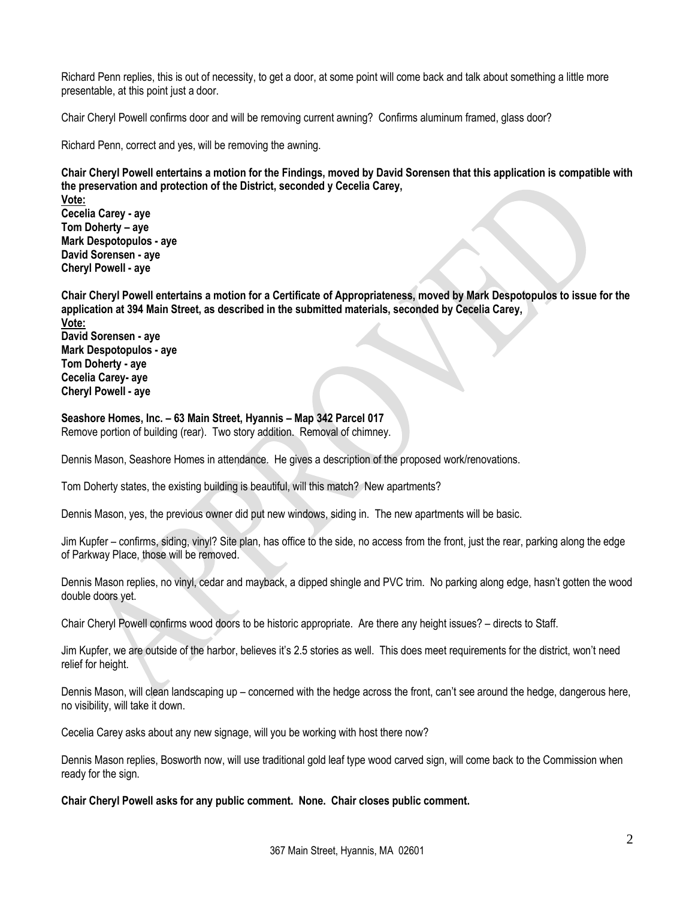Richard Penn replies, this is out of necessity, to get a door, at some point will come back and talk about something a little more presentable, at this point just a door.

Chair Cheryl Powell confirms door and will be removing current awning? Confirms aluminum framed, glass door?

Richard Penn, correct and yes, will be removing the awning.

**Chair Cheryl Powell entertains a motion for the Findings, moved by David Sorensen that this application is compatible with the preservation and protection of the District, seconded y Cecelia Carey,**
**Vote:**
**Cecelia Carey - aye**
**Tom Doherty – aye**
**Mark Despotopulos - aye**
**David Sorensen - aye**
**Cheryl Powell - aye**

**Chair Cheryl Powell entertains a motion for a Certificate of Appropriateness, moved by Mark Despotopulos to issue for the application at 394 Main Street, as described in the submitted materials, seconded by Cecelia Carey,**
**Vote:**
**David Sorensen - aye**
**Mark Despotopulos - aye**
**Tom Doherty - aye**
**Cecelia Carey- aye**
**Cheryl Powell - aye**

**Seashore Homes, Inc. – 63 Main Street, Hyannis – Map 342 Parcel 017**
Remove portion of building (rear). Two story addition. Removal of chimney.

Dennis Mason, Seashore Homes in attendance. He gives a description of the proposed work/renovations.

Tom Doherty states, the existing building is beautiful, will this match? New apartments?

Dennis Mason, yes, the previous owner did put new windows, siding in. The new apartments will be basic.

Jim Kupfer – confirms, siding, vinyl? Site plan, has office to the side, no access from the front, just the rear, parking along the edge of Parkway Place, those will be removed.

Dennis Mason replies, no vinyl, cedar and mayback, a dipped shingle and PVC trim. No parking along edge, hasn't gotten the wood double doors yet.

Chair Cheryl Powell confirms wood doors to be historic appropriate. Are there any height issues? – directs to Staff.

Jim Kupfer, we are outside of the harbor, believes it's 2.5 stories as well. This does meet requirements for the district, won't need relief for height.

Dennis Mason, will clean landscaping up – concerned with the hedge across the front, can't see around the hedge, dangerous here, no visibility, will take it down.

Cecelia Carey asks about any new signage, will you be working with host there now?

Dennis Mason replies, Bosworth now, will use traditional gold leaf type wood carved sign, will come back to the Commission when ready for the sign.

**Chair Cheryl Powell asks for any public comment. None. Chair closes public comment.**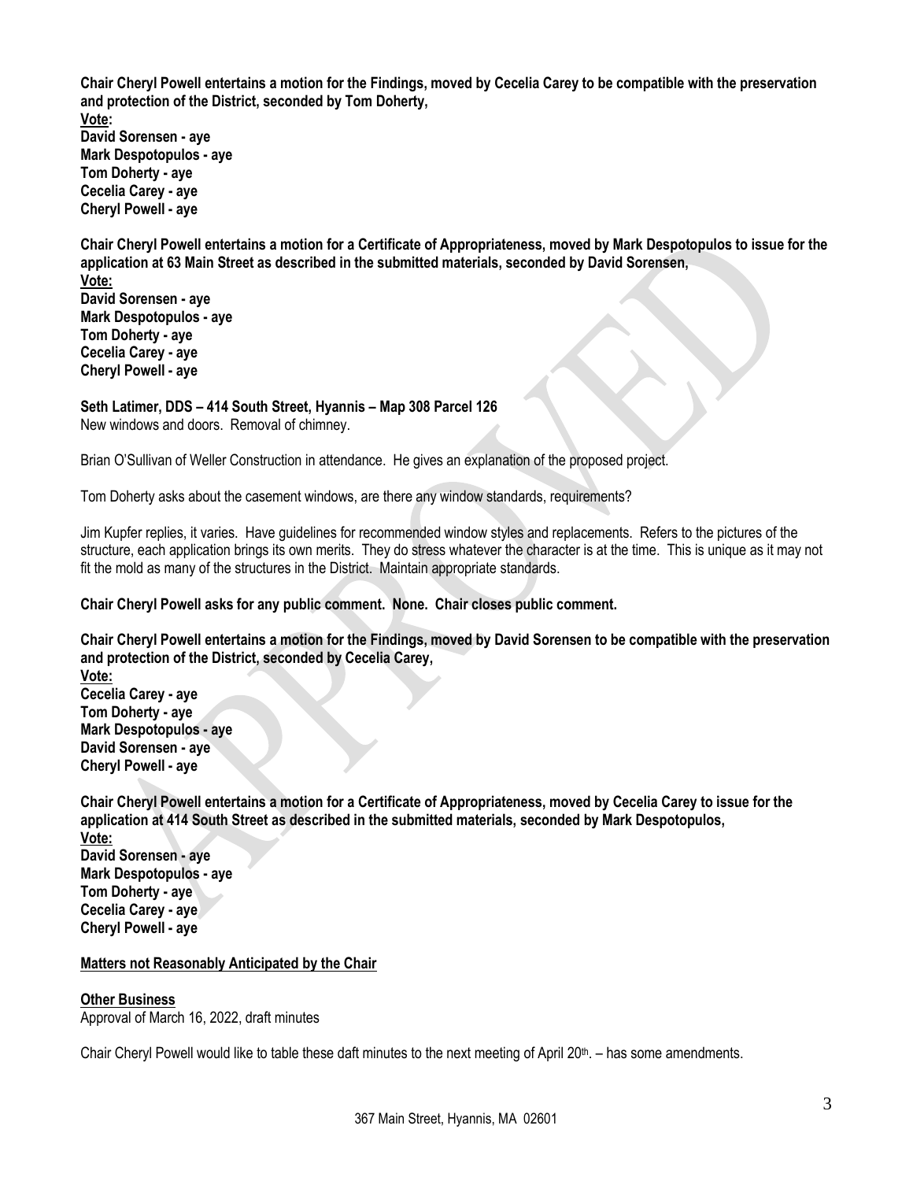**Chair Cheryl Powell entertains a motion for the Findings, moved by Cecelia Carey to be compatible with the preservation and protection of the District, seconded by Tom Doherty,**
**Vote:**
**David Sorensen - aye**
**Mark Despotopulos - aye**
**Tom Doherty - aye**
**Cecelia Carey - aye**
**Cheryl Powell - aye**

**Chair Cheryl Powell entertains a motion for a Certificate of Appropriateness, moved by Mark Despotopulos to issue for the application at 63 Main Street as described in the submitted materials, seconded by David Sorensen,**
**Vote:**
**David Sorensen - aye**
**Mark Despotopulos - aye**
**Tom Doherty - aye**
**Cecelia Carey - aye**
**Cheryl Powell - aye**

**Seth Latimer, DDS – 414 South Street, Hyannis – Map 308 Parcel 126**
New windows and doors. Removal of chimney.

Brian O'Sullivan of Weller Construction in attendance. He gives an explanation of the proposed project.

Tom Doherty asks about the casement windows, are there any window standards, requirements?

Jim Kupfer replies, it varies. Have guidelines for recommended window styles and replacements. Refers to the pictures of the structure, each application brings its own merits. They do stress whatever the character is at the time. This is unique as it may not fit the mold as many of the structures in the District. Maintain appropriate standards.

**Chair Cheryl Powell asks for any public comment. None. Chair closes public comment.**

**Chair Cheryl Powell entertains a motion for the Findings, moved by David Sorensen to be compatible with the preservation and protection of the District, seconded by Cecelia Carey,**
**Vote:**
**Cecelia Carey - aye**
**Tom Doherty - aye**
**Mark Despotopulos - aye**
**David Sorensen - aye**
**Cheryl Powell - aye**

**Chair Cheryl Powell entertains a motion for a Certificate of Appropriateness, moved by Cecelia Carey to issue for the application at 414 South Street as described in the submitted materials, seconded by Mark Despotopulos,**
**Vote:**
**David Sorensen - aye**
**Mark Despotopulos - aye**
**Tom Doherty - aye**
**Cecelia Carey - aye**
**Cheryl Powell - aye**

**Matters not Reasonably Anticipated by the Chair**

**Other Business**
Approval of March 16, 2022, draft minutes

Chair Cheryl Powell would like to table these daft minutes to the next meeting of April 20th. – has some amendments.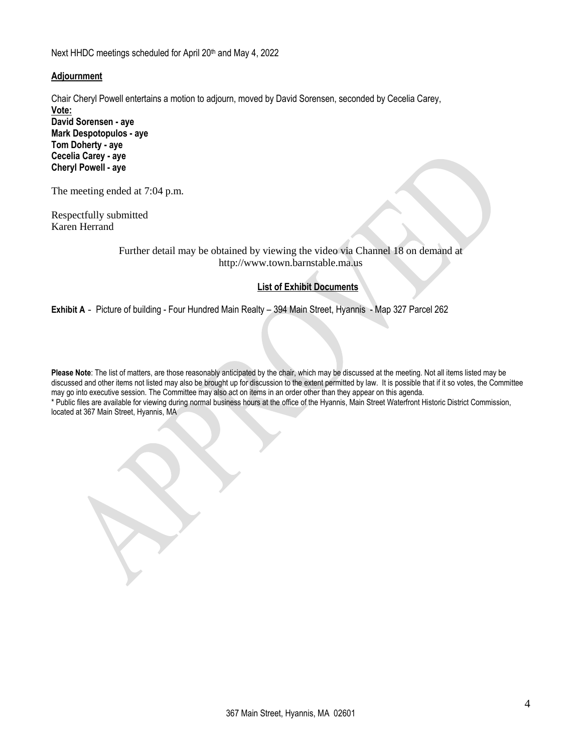Next HHDC meetings scheduled for April 20th and May 4, 2022

**Adjournment**

Chair Cheryl Powell entertains a motion to adjourn, moved by David Sorensen, seconded by Cecelia Carey,

**Vote:**
**David Sorensen - aye**
**Mark Despotopulos - aye**
**Tom Doherty - aye**
**Cecelia Carey - aye**
**Cheryl Powell - aye**

The meeting ended at 7:04 p.m.

Respectfully submitted
Karen Herrand

Further detail may be obtained by viewing the video via Channel 18 on demand at http://www.town.barnstable.ma.us

**List of Exhibit Documents**

**Exhibit A** - Picture of building - Four Hundred Main Realty – 394 Main Street, Hyannis - Map 327 Parcel 262

**Please Note**: The list of matters, are those reasonably anticipated by the chair, which may be discussed at the meeting. Not all items listed may be discussed and other items not listed may also be brought up for discussion to the extent permitted by law. It is possible that if it so votes, the Committee may go into executive session. The Committee may also act on items in an order other than they appear on this agenda.
* Public files are available for viewing during normal business hours at the office of the Hyannis, Main Street Waterfront Historic District Commission, located at 367 Main Street, Hyannis, MA

367 Main Street, Hyannis, MA 02601